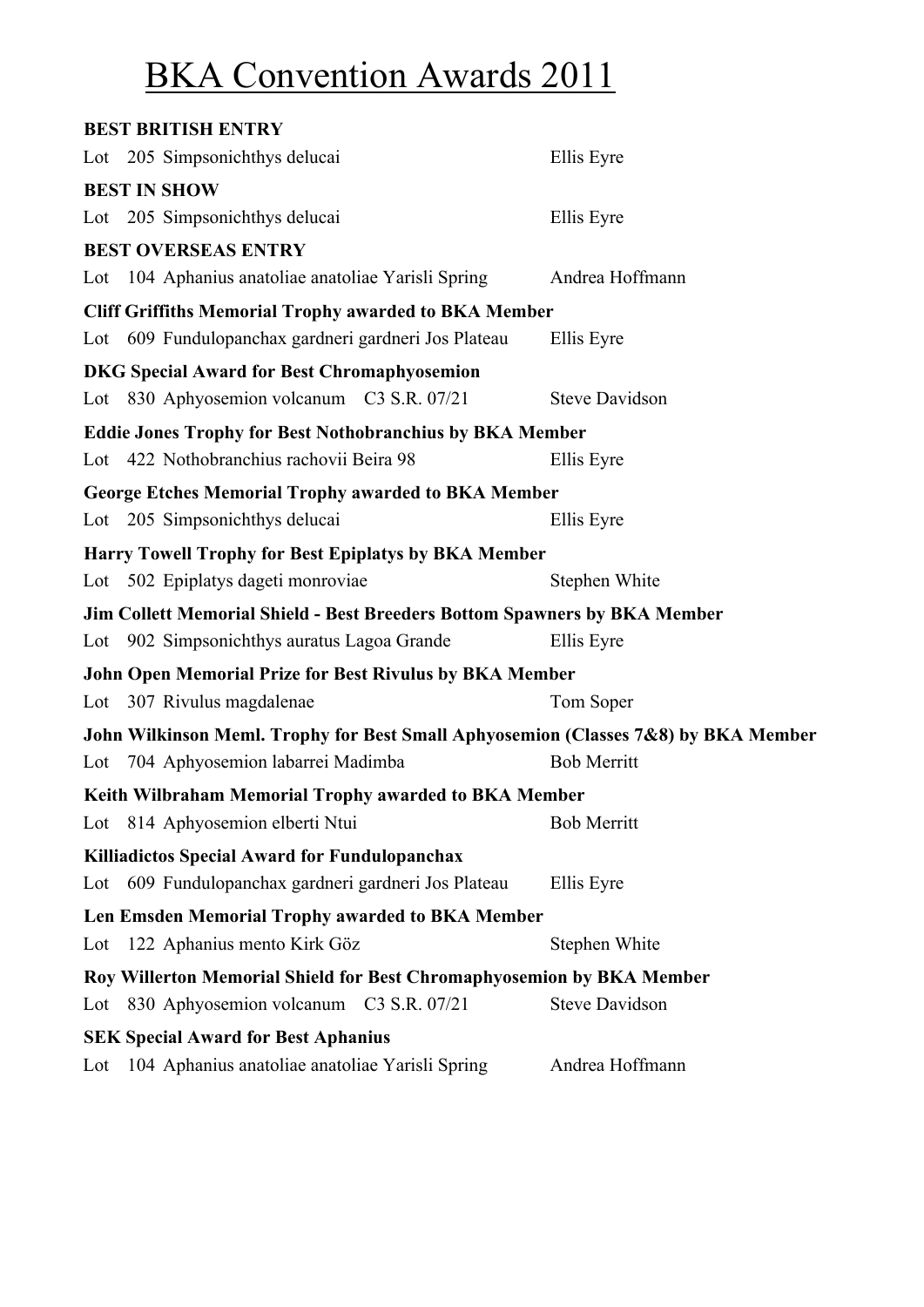# BKA Convention Awards 2011

**BEST BRITISH ENTRY**

Lot 205 Simpsonichthys delucai — Ellis Eyre

**BEST IN SHOW**

Lot 205 Simpsonichthys delucai — Ellis Eyre

**BEST OVERSEAS ENTRY**

Lot 104 Aphanius anatoliae anatoliae Yarisli Spring — Andrea Hoffmann

**Cliff Griffiths Memorial Trophy awarded to BKA Member**

Lot 609 Fundulopanchax gardneri gardneri Jos Plateau — Ellis Eyre

**DKG Special Award for Best Chromaphyosemion**

Lot 830 Aphyosemion volcanum C3 S.R. 07/21 — Steve Davidson

**Eddie Jones Trophy for Best Nothobranchius by BKA Member**

Lot 422 Nothobranchius rachovii Beira 98 — Ellis Eyre

**George Etches Memorial Trophy awarded to BKA Member**

Lot 205 Simpsonichthys delucai — Ellis Eyre

**Harry Towell Trophy for Best Epiplatys by BKA Member**

Lot 502 Epiplatys dageti monroviae — Stephen White

**Jim Collett Memorial Shield - Best Breeders Bottom Spawners by BKA Member**

Lot 902 Simpsonichthys auratus Lagoa Grande — Ellis Eyre

**John Open Memorial Prize for Best Rivulus by BKA Member**

Lot 307 Rivulus magdalenae — Tom Soper

**John Wilkinson Meml. Trophy for Best Small Aphyosemion (Classes 7&8) by BKA Member**

Lot 704 Aphyosemion labarrei Madimba — Bob Merritt

**Keith Wilbraham Memorial Trophy awarded to BKA Member**

Lot 814 Aphyosemion elberti Ntui — Bob Merritt

**Killiadictos Special Award for Fundulopanchax**

Lot 609 Fundulopanchax gardneri gardneri Jos Plateau — Ellis Eyre

**Len Emsden Memorial Trophy awarded to BKA Member**

Lot 122 Aphanius mento Kirk Göz — Stephen White

**Roy Willerton Memorial Shield for Best Chromaphyosemion by BKA Member**

Lot 830 Aphyosemion volcanum C3 S.R. 07/21 — Steve Davidson

**SEK Special Award for Best Aphanius**

Lot 104 Aphanius anatoliae anatoliae Yarisli Spring — Andrea Hoffmann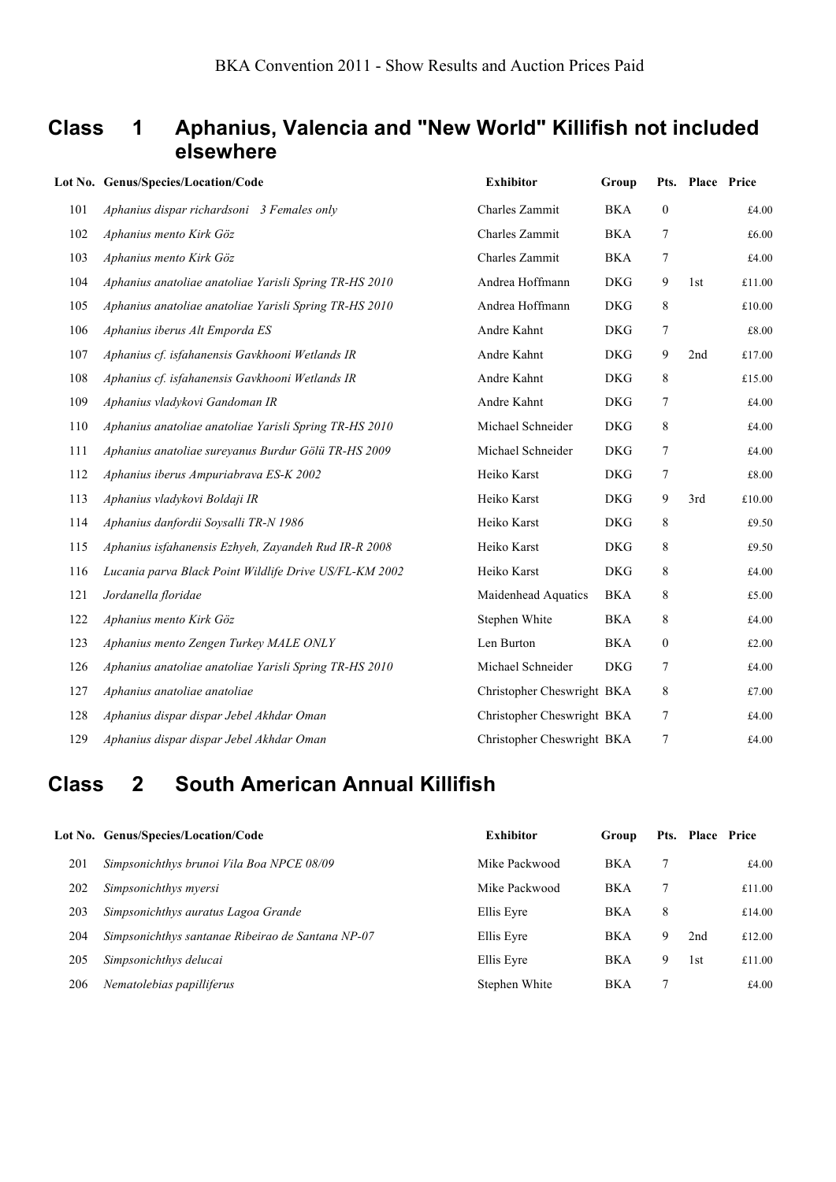BKA Convention 2011 - Show Results and Auction Prices Paid

## Class 1 Aphanius, Valencia and "New World" Killifish not included elsewhere

| Lot No. | Genus/Species/Location/Code | Exhibitor | Group | Pts. | Place | Price |
|---|---|---|---|---|---|---|
| 101 | *Aphanius dispar richardsoni 3 Females only* | Charles Zammit | BKA | 0 | | £4.00 |
| 102 | *Aphanius mento Kirk Göz* | Charles Zammit | BKA | 7 | | £6.00 |
| 103 | *Aphanius mento Kirk Göz* | Charles Zammit | BKA | 7 | | £4.00 |
| 104 | *Aphanius anatoliae anatoliae Yarisli Spring TR-HS 2010* | Andrea Hoffmann | DKG | 9 | 1st | £11.00 |
| 105 | *Aphanius anatoliae anatoliae Yarisli Spring TR-HS 2010* | Andrea Hoffmann | DKG | 8 | | £10.00 |
| 106 | *Aphanius iberus Alt Emporda ES* | Andre Kahnt | DKG | 7 | | £8.00 |
| 107 | *Aphanius cf. isfahanensis Gavkhooni Wetlands IR* | Andre Kahnt | DKG | 9 | 2nd | £17.00 |
| 108 | *Aphanius cf. isfahanensis Gavkhooni Wetlands IR* | Andre Kahnt | DKG | 8 | | £15.00 |
| 109 | *Aphanius vladykovi Gandoman IR* | Andre Kahnt | DKG | 7 | | £4.00 |
| 110 | *Aphanius anatoliae anatoliae Yarisli Spring TR-HS 2010* | Michael Schneider | DKG | 8 | | £4.00 |
| 111 | *Aphanius anatoliae sureyanus Burdur Gölü TR-HS 2009* | Michael Schneider | DKG | 7 | | £4.00 |
| 112 | *Aphanius iberus Ampuriabrava ES-K 2002* | Heiko Karst | DKG | 7 | | £8.00 |
| 113 | *Aphanius vladykovi Boldaji IR* | Heiko Karst | DKG | 9 | 3rd | £10.00 |
| 114 | *Aphanius danfordii Soysalli TR-N 1986* | Heiko Karst | DKG | 8 | | £9.50 |
| 115 | *Aphanius isfahanensis Ezhyeh, Zayandeh Rud IR-R 2008* | Heiko Karst | DKG | 8 | | £9.50 |
| 116 | *Lucania parva Black Point Wildlife Drive US/FL-KM 2002* | Heiko Karst | DKG | 8 | | £4.00 |
| 121 | *Jordanella floridae* | Maidenhead Aquatics | BKA | 8 | | £5.00 |
| 122 | *Aphanius mento Kirk Göz* | Stephen White | BKA | 8 | | £4.00 |
| 123 | *Aphanius mento Zengen Turkey MALE ONLY* | Len Burton | BKA | 0 | | £2.00 |
| 126 | *Aphanius anatoliae anatoliae Yarisli Spring TR-HS 2010* | Michael Schneider | DKG | 7 | | £4.00 |
| 127 | *Aphanius anatoliae anatoliae* | Christopher Cheswright | BKA | 8 | | £7.00 |
| 128 | *Aphanius dispar dispar Jebel Akhdar Oman* | Christopher Cheswright | BKA | 7 | | £4.00 |
| 129 | *Aphanius dispar dispar Jebel Akhdar Oman* | Christopher Cheswright | BKA | 7 | | £4.00 |

## Class 2 South American Annual Killifish

| Lot No. | Genus/Species/Location/Code | Exhibitor | Group | Pts. | Place | Price |
|---|---|---|---|---|---|---|
| 201 | *Simpsonichthys brunoi Vila Boa NPCE 08/09* | Mike Packwood | BKA | 7 | | £4.00 |
| 202 | *Simpsonichthys myersi* | Mike Packwood | BKA | 7 | | £11.00 |
| 203 | *Simpsonichthys auratus Lagoa Grande* | Ellis Eyre | BKA | 8 | | £14.00 |
| 204 | *Simpsonichthys santanae Ribeirao de Santana NP-07* | Ellis Eyre | BKA | 9 | 2nd | £12.00 |
| 205 | *Simpsonichthys delucai* | Ellis Eyre | BKA | 9 | 1st | £11.00 |
| 206 | *Nematolebias papilliferus* | Stephen White | BKA | 7 | | £4.00 |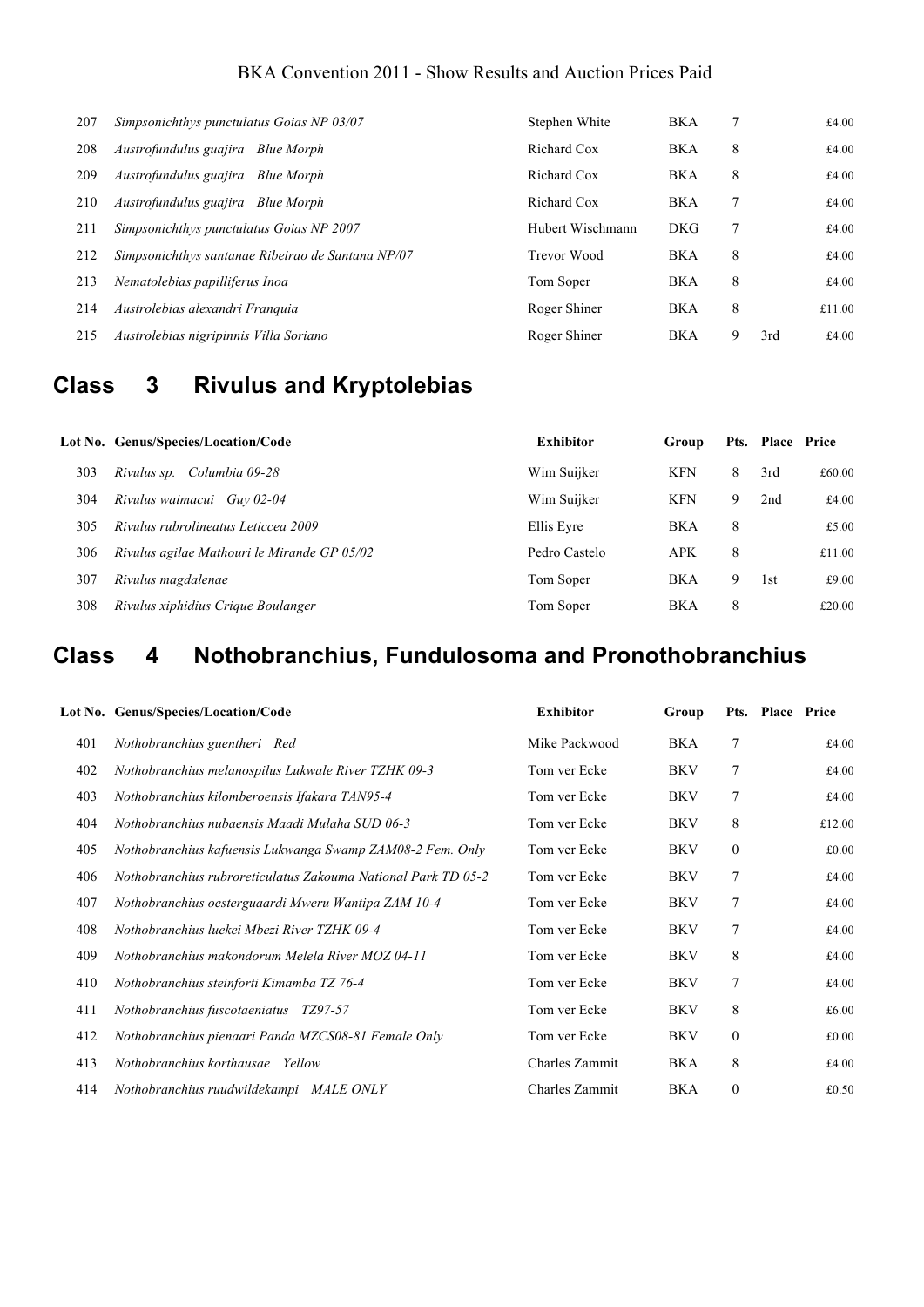| Lot No. | Genus/Species/Location/Code | Exhibitor | Group | Pts. | Place | Price |
|---|---|---|---|---|---|---|
| 207 | *Simpsonichthys punctulatus Goias NP 03/07* | Stephen White | BKA | 7 | | £4.00 |
| 208 | *Austrofundulus guajira Blue Morph* | Richard Cox | BKA | 8 | | £4.00 |
| 209 | *Austrofundulus guajira Blue Morph* | Richard Cox | BKA | 8 | | £4.00 |
| 210 | *Austrofundulus guajira Blue Morph* | Richard Cox | BKA | 7 | | £4.00 |
| 211 | *Simpsonichthys punctulatus Goias NP 2007* | Hubert Wischmann | DKG | 7 | | £4.00 |
| 212 | *Simpsonichthys santanae Ribeirao de Santana NP/07* | Trevor Wood | BKA | 8 | | £4.00 |
| 213 | *Nematolebias papilliferus Inoa* | Tom Soper | BKA | 8 | | £4.00 |
| 214 | *Austrolebias alexandri Franquia* | Roger Shiner | BKA | 8 | | £11.00 |
| 215 | *Austrolebias nigripinnis Villa Soriano* | Roger Shiner | BKA | 9 | 3rd | £4.00 |

## Class 3 Rivulus and Kryptolebias

| Lot No. | Genus/Species/Location/Code | Exhibitor | Group | Pts. | Place | Price |
|---|---|---|---|---|---|---|
| 303 | *Rivulus sp. Columbia 09-28* | Wim Suijker | KFN | 8 | 3rd | £60.00 |
| 304 | *Rivulus waimacui Guy 02-04* | Wim Suijker | KFN | 9 | 2nd | £4.00 |
| 305 | *Rivulus rubrolineatus Leticcea 2009* | Ellis Eyre | BKA | 8 | | £5.00 |
| 306 | *Rivulus agilae Mathouri le Mirande GP 05/02* | Pedro Castelo | APK | 8 | | £11.00 |
| 307 | *Rivulus magdalenae* | Tom Soper | BKA | 9 | 1st | £9.00 |
| 308 | *Rivulus xiphidius Crique Boulanger* | Tom Soper | BKA | 8 | | £20.00 |

## Class 4 Nothobranchius, Fundulosoma and Pronothobranchius

| Lot No. | Genus/Species/Location/Code | Exhibitor | Group | Pts. | Place | Price |
|---|---|---|---|---|---|---|
| 401 | *Nothobranchius guentheri Red* | Mike Packwood | BKA | 7 | | £4.00 |
| 402 | *Nothobranchius melanospilus Lukwale River TZHK 09-3* | Tom ver Ecke | BKV | 7 | | £4.00 |
| 403 | *Nothobranchius kilomberoensis Ifakara TAN95-4* | Tom ver Ecke | BKV | 7 | | £4.00 |
| 404 | *Nothobranchius nubaensis Maadi Mulaha SUD 06-3* | Tom ver Ecke | BKV | 8 | | £12.00 |
| 405 | *Nothobranchius kafuensis Lukwanga Swamp ZAM08-2 Fem. Only* | Tom ver Ecke | BKV | 0 | | £0.00 |
| 406 | *Nothobranchius rubroreticulatus Zakouma National Park TD 05-2* | Tom ver Ecke | BKV | 7 | | £4.00 |
| 407 | *Nothobranchius oesterguaardi Mweru Wantipa ZAM 10-4* | Tom ver Ecke | BKV | 7 | | £4.00 |
| 408 | *Nothobranchius luekei Mbezi River TZHK 09-4* | Tom ver Ecke | BKV | 7 | | £4.00 |
| 409 | *Nothobranchius makondorum Melela River MOZ 04-11* | Tom ver Ecke | BKV | 8 | | £4.00 |
| 410 | *Nothobranchius steinforti Kimamba TZ 76-4* | Tom ver Ecke | BKV | 7 | | £4.00 |
| 411 | *Nothobranchius fuscotaeniatus TZ97-57* | Tom ver Ecke | BKV | 8 | | £6.00 |
| 412 | *Nothobranchius pienaari Panda MZCS08-81 Female Only* | Tom ver Ecke | BKV | 0 | | £0.00 |
| 413 | *Nothobranchius korthausae Yellow* | Charles Zammit | BKA | 8 | | £4.00 |
| 414 | *Nothobranchius ruudwildekampi MALE ONLY* | Charles Zammit | BKA | 0 | | £0.50 |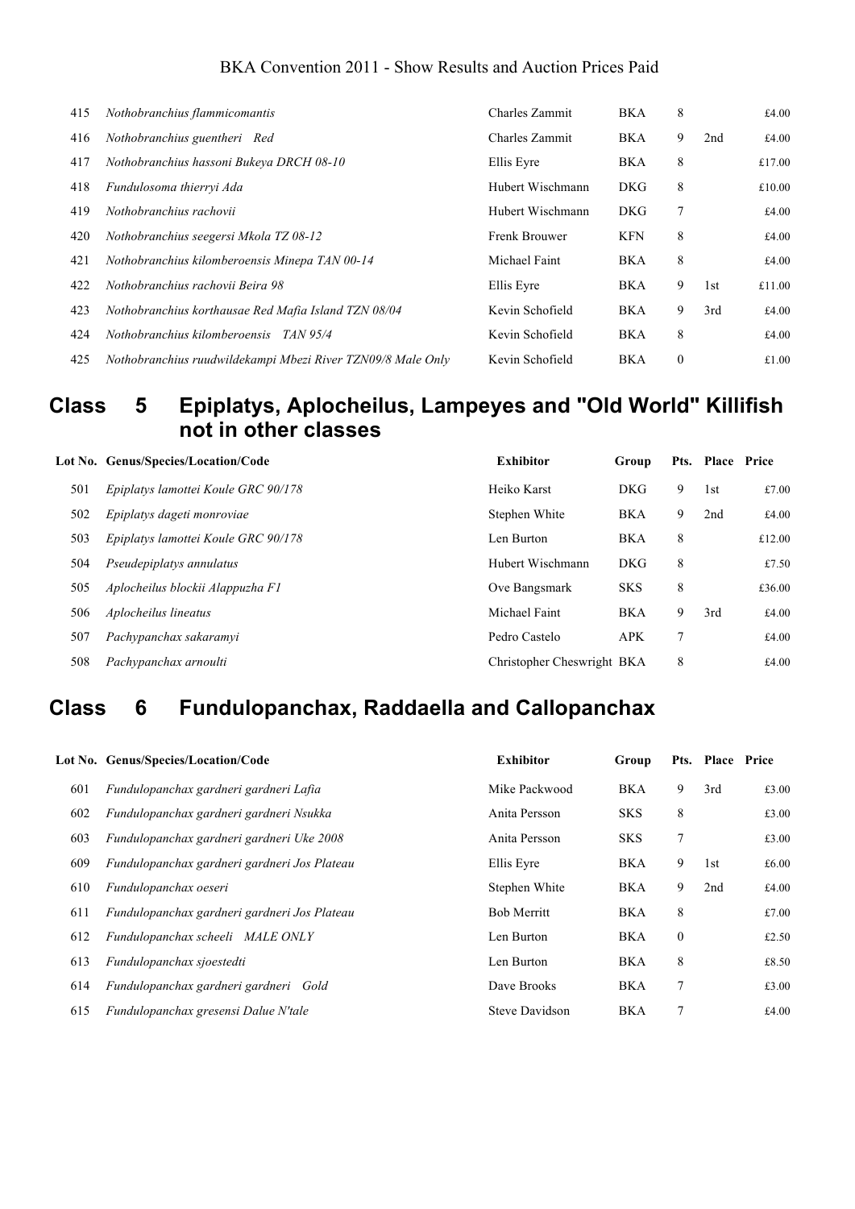| Lot No. | Genus/Species/Location/Code | Exhibitor | Group | Pts. | Place | Price |
|---|---|---|---|---|---|---|
| 415 | *Nothobranchius flammicomantis* | Charles Zammit | BKA | 8 | | £4.00 |
| 416 | *Nothobranchius guentheri Red* | Charles Zammit | BKA | 9 | 2nd | £4.00 |
| 417 | *Nothobranchius hassoni Bukeya DRCH 08-10* | Ellis Eyre | BKA | 8 | | £17.00 |
| 418 | *Fundulosoma thierryi Ada* | Hubert Wischmann | DKG | 8 | | £10.00 |
| 419 | *Nothobranchius rachovii* | Hubert Wischmann | DKG | 7 | | £4.00 |
| 420 | *Nothobranchius seegersi Mkola TZ 08-12* | Frenk Brouwer | KFN | 8 | | £4.00 |
| 421 | *Nothobranchius kilomberoensis Minepa TAN 00-14* | Michael Faint | BKA | 8 | | £4.00 |
| 422 | *Nothobranchius rachovii Beira 98* | Ellis Eyre | BKA | 9 | 1st | £11.00 |
| 423 | *Nothobranchius korthausae Red Mafia Island TZN 08/04* | Kevin Schofield | BKA | 9 | 3rd | £4.00 |
| 424 | *Nothobranchius kilomberoensis TAN 95/4* | Kevin Schofield | BKA | 8 | | £4.00 |
| 425 | *Nothobranchius ruudwildekampi Mbezi River TZN09/8 Male Only* | Kevin Schofield | BKA | 0 | | £1.00 |

## Class 5 Epiplatys, Aplocheilus, Lampeyes and "Old World" Killifish not in other classes

| Lot No. | Genus/Species/Location/Code | Exhibitor | Group | Pts. | Place | Price |
|---|---|---|---|---|---|---|
| 501 | *Epiplatys lamottei Koule GRC 90/178* | Heiko Karst | DKG | 9 | 1st | £7.00 |
| 502 | *Epiplatys dageti monroviae* | Stephen White | BKA | 9 | 2nd | £4.00 |
| 503 | *Epiplatys lamottei Koule GRC 90/178* | Len Burton | BKA | 8 | | £12.00 |
| 504 | *Pseudepiplatys annulatus* | Hubert Wischmann | DKG | 8 | | £7.50 |
| 505 | *Aplocheilus blockii Alappuzha F1* | Ove Bangsmark | SKS | 8 | | £36.00 |
| 506 | *Aplocheilus lineatus* | Michael Faint | BKA | 9 | 3rd | £4.00 |
| 507 | *Pachypanchax sakaramyi* | Pedro Castelo | APK | 7 | | £4.00 |
| 508 | *Pachypanchax arnoulti* | Christopher Cheswright | BKA | 8 | | £4.00 |

## Class 6 Fundulopanchax, Raddaella and Callopanchax

| Lot No. | Genus/Species/Location/Code | Exhibitor | Group | Pts. | Place | Price |
|---|---|---|---|---|---|---|
| 601 | *Fundulopanchax gardneri gardneri Lafia* | Mike Packwood | BKA | 9 | 3rd | £3.00 |
| 602 | *Fundulopanchax gardneri gardneri Nsukka* | Anita Persson | SKS | 8 | | £3.00 |
| 603 | *Fundulopanchax gardneri gardneri Uke 2008* | Anita Persson | SKS | 7 | | £3.00 |
| 609 | *Fundulopanchax gardneri gardneri Jos Plateau* | Ellis Eyre | BKA | 9 | 1st | £6.00 |
| 610 | *Fundulopanchax oeseri* | Stephen White | BKA | 9 | 2nd | £4.00 |
| 611 | *Fundulopanchax gardneri gardneri Jos Plateau* | Bob Merritt | BKA | 8 | | £7.00 |
| 612 | *Fundulopanchax scheeli MALE ONLY* | Len Burton | BKA | 0 | | £2.50 |
| 613 | *Fundulopanchax sjoestedti* | Len Burton | BKA | 8 | | £8.50 |
| 614 | *Fundulopanchax gardneri gardneri Gold* | Dave Brooks | BKA | 7 | | £3.00 |
| 615 | *Fundulopanchax gresensi Dalue N'tale* | Steve Davidson | BKA | 7 | | £4.00 |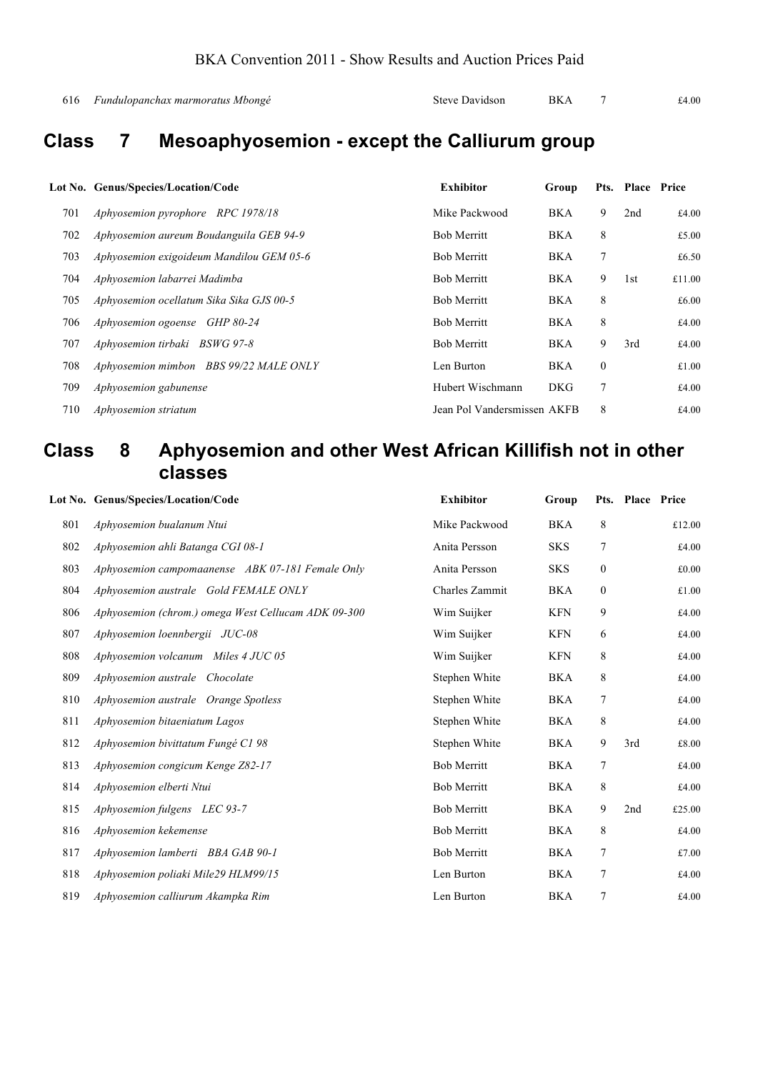| 616 | *Fundulopanchax marmoratus Mbongé* | Steve Davidson | BKA | 7 | | £4.00 |
|---|---|---|---|---|---|---|

## Class 7 Mesoaphyosemion - except the Calliurum group

| Lot No. | Genus/Species/Location/Code | Exhibitor | Group | Pts. | Place | Price |
|---|---|---|---|---|---|---|
| 701 | *Aphyosemion pyrophore RPC 1978/18* | Mike Packwood | BKA | 9 | 2nd | £4.00 |
| 702 | *Aphyosemion aureum Boudanguila GEB 94-9* | Bob Merritt | BKA | 8 | | £5.00 |
| 703 | *Aphyosemion exigoideum Mandilou GEM 05-6* | Bob Merritt | BKA | 7 | | £6.50 |
| 704 | *Aphyosemion labarrei Madimba* | Bob Merritt | BKA | 9 | 1st | £11.00 |
| 705 | *Aphyosemion ocellatum Sika Sika GJS 00-5* | Bob Merritt | BKA | 8 | | £6.00 |
| 706 | *Aphyosemion ogoense GHP 80-24* | Bob Merritt | BKA | 8 | | £4.00 |
| 707 | *Aphyosemion tirbaki BSWG 97-8* | Bob Merritt | BKA | 9 | 3rd | £4.00 |
| 708 | *Aphyosemion mimbon BBS 99/22 MALE ONLY* | Len Burton | BKA | 0 | | £1.00 |
| 709 | *Aphyosemion gabunense* | Hubert Wischmann | DKG | 7 | | £4.00 |
| 710 | *Aphyosemion striatum* | Jean Pol Vandersmissen | AKFB | 8 | | £4.00 |

## Class 8 Aphyosemion and other West African Killifish not in other classes

| Lot No. | Genus/Species/Location/Code | Exhibitor | Group | Pts. | Place | Price |
|---|---|---|---|---|---|---|
| 801 | *Aphyosemion bualanum Ntui* | Mike Packwood | BKA | 8 | | £12.00 |
| 802 | *Aphyosemion ahli Batanga CGI 08-1* | Anita Persson | SKS | 7 | | £4.00 |
| 803 | *Aphyosemion campomaanense ABK 07-181 Female Only* | Anita Persson | SKS | 0 | | £0.00 |
| 804 | *Aphyosemion australe Gold FEMALE ONLY* | Charles Zammit | BKA | 0 | | £1.00 |
| 806 | *Aphyosemion (chrom.) omega West Cellucam ADK 09-300* | Wim Suijker | KFN | 9 | | £4.00 |
| 807 | *Aphyosemion loennbergii JUC-08* | Wim Suijker | KFN | 6 | | £4.00 |
| 808 | *Aphyosemion volcanum Miles 4 JUC 05* | Wim Suijker | KFN | 8 | | £4.00 |
| 809 | *Aphyosemion australe Chocolate* | Stephen White | BKA | 8 | | £4.00 |
| 810 | *Aphyosemion australe Orange Spotless* | Stephen White | BKA | 7 | | £4.00 |
| 811 | *Aphyosemion bitaeniatum Lagos* | Stephen White | BKA | 8 | | £4.00 |
| 812 | *Aphyosemion bivittatum Fungé C1 98* | Stephen White | BKA | 9 | 3rd | £8.00 |
| 813 | *Aphyosemion congicum Kenge Z82-17* | Bob Merritt | BKA | 7 | | £4.00 |
| 814 | *Aphyosemion elberti Ntui* | Bob Merritt | BKA | 8 | | £4.00 |
| 815 | *Aphyosemion fulgens LEC 93-7* | Bob Merritt | BKA | 9 | 2nd | £25.00 |
| 816 | *Aphyosemion kekemense* | Bob Merritt | BKA | 8 | | £4.00 |
| 817 | *Aphyosemion lamberti BBA GAB 90-1* | Bob Merritt | BKA | 7 | | £7.00 |
| 818 | *Aphyosemion poliaki Mile29 HLM99/15* | Len Burton | BKA | 7 | | £4.00 |
| 819 | *Aphyosemion calliurum Akampka Rim* | Len Burton | BKA | 7 | | £4.00 |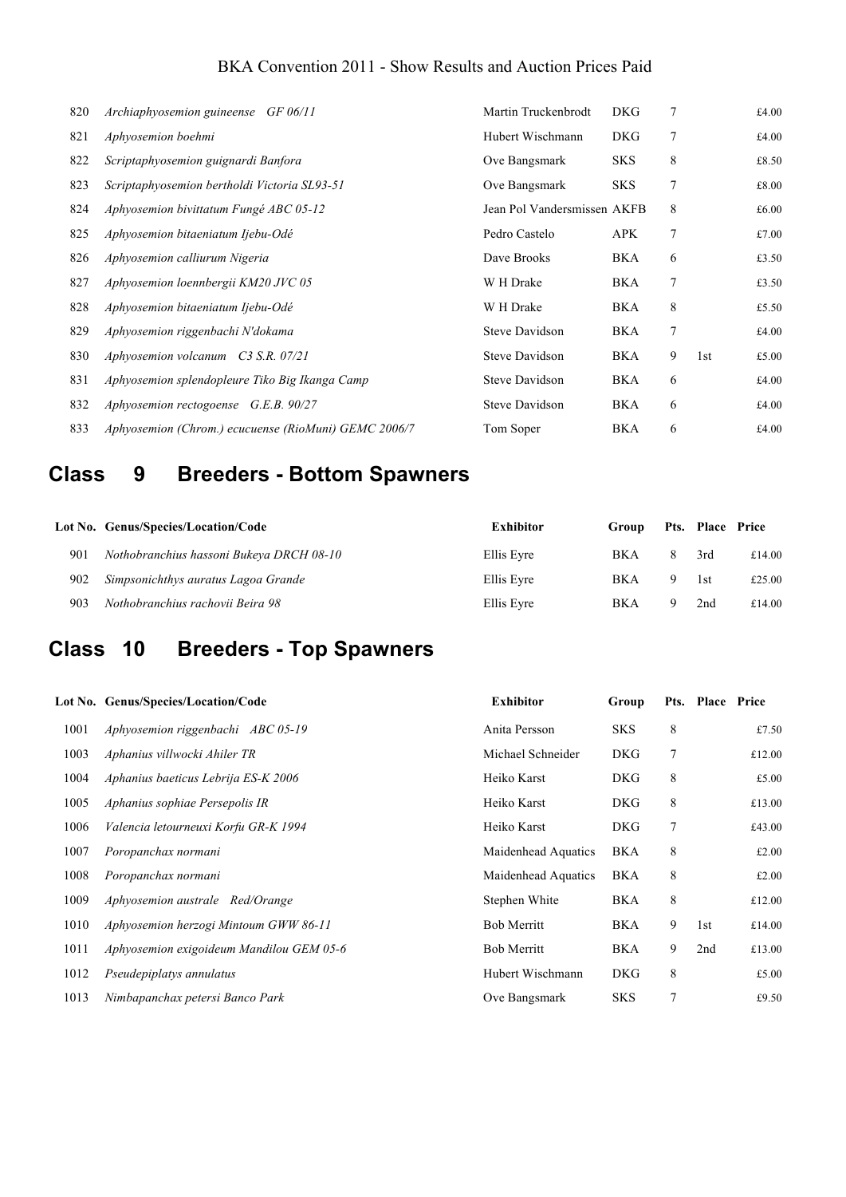| Lot No. | Genus/Species/Location/Code | Exhibitor | Group | Pts. | Place | Price |
|---|---|---|---|---|---|---|
| 820 | *Archiaphyosemion guineense GF 06/11* | Martin Truckenbrodt | DKG | 7 | | £4.00 |
| 821 | *Aphyosemion boehmi* | Hubert Wischmann | DKG | 7 | | £4.00 |
| 822 | *Scriptaphyosemion guignardi Banfora* | Ove Bangsmark | SKS | 8 | | £8.50 |
| 823 | *Scriptaphyosemion bertholdi Victoria SL93-51* | Ove Bangsmark | SKS | 7 | | £8.00 |
| 824 | *Aphyosemion bivittatum Fungé ABC 05-12* | Jean Pol Vandersmissen | AKFB | 8 | | £6.00 |
| 825 | *Aphyosemion bitaeniatum Ijebu-Odé* | Pedro Castelo | APK | 7 | | £7.00 |
| 826 | *Aphyosemion calliurum Nigeria* | Dave Brooks | BKA | 6 | | £3.50 |
| 827 | *Aphyosemion loennbergii KM20 JVC 05* | W H Drake | BKA | 7 | | £3.50 |
| 828 | *Aphyosemion bitaeniatum Ijebu-Odé* | W H Drake | BKA | 8 | | £5.50 |
| 829 | *Aphyosemion riggenbachi N'dokama* | Steve Davidson | BKA | 7 | | £4.00 |
| 830 | *Aphyosemion volcanum C3 S.R. 07/21* | Steve Davidson | BKA | 9 | 1st | £5.00 |
| 831 | *Aphyosemion splendopleure Tiko Big Ikanga Camp* | Steve Davidson | BKA | 6 | | £4.00 |
| 832 | *Aphyosemion rectogoense G.E.B. 90/27* | Steve Davidson | BKA | 6 | | £4.00 |
| 833 | *Aphyosemion (Chrom.) ecucuense (RioMuni) GEMC 2006/7* | Tom Soper | BKA | 6 | | £4.00 |

## Class 9 Breeders - Bottom Spawners

| Lot No. | Genus/Species/Location/Code | Exhibitor | Group | Pts. | Place | Price |
|---|---|---|---|---|---|---|
| 901 | *Nothobranchius hassoni Bukeya DRCH 08-10* | Ellis Eyre | BKA | 8 | 3rd | £14.00 |
| 902 | *Simpsonichthys auratus Lagoa Grande* | Ellis Eyre | BKA | 9 | 1st | £25.00 |
| 903 | *Nothobranchius rachovii Beira 98* | Ellis Eyre | BKA | 9 | 2nd | £14.00 |

## Class 10 Breeders - Top Spawners

| Lot No. | Genus/Species/Location/Code | Exhibitor | Group | Pts. | Place | Price |
|---|---|---|---|---|---|---|
| 1001 | *Aphyosemion riggenbachi ABC 05-19* | Anita Persson | SKS | 8 | | £7.50 |
| 1003 | *Aphanius villwocki Ahiler TR* | Michael Schneider | DKG | 7 | | £12.00 |
| 1004 | *Aphanius baeticus Lebrija ES-K 2006* | Heiko Karst | DKG | 8 | | £5.00 |
| 1005 | *Aphanius sophiae Persepolis IR* | Heiko Karst | DKG | 8 | | £13.00 |
| 1006 | *Valencia letourneuxi Korfu GR-K 1994* | Heiko Karst | DKG | 7 | | £43.00 |
| 1007 | *Poropanchax normani* | Maidenhead Aquatics | BKA | 8 | | £2.00 |
| 1008 | *Poropanchax normani* | Maidenhead Aquatics | BKA | 8 | | £2.00 |
| 1009 | *Aphyosemion australe Red/Orange* | Stephen White | BKA | 8 | | £12.00 |
| 1010 | *Aphyosemion herzogi Mintoum GWW 86-11* | Bob Merritt | BKA | 9 | 1st | £14.00 |
| 1011 | *Aphyosemion exigoideum Mandilou GEM 05-6* | Bob Merritt | BKA | 9 | 2nd | £13.00 |
| 1012 | *Pseudepiplatys annulatus* | Hubert Wischmann | DKG | 8 | | £5.00 |
| 1013 | *Nimbapanchax petersi Banco Park* | Ove Bangsmark | SKS | 7 | | £9.50 |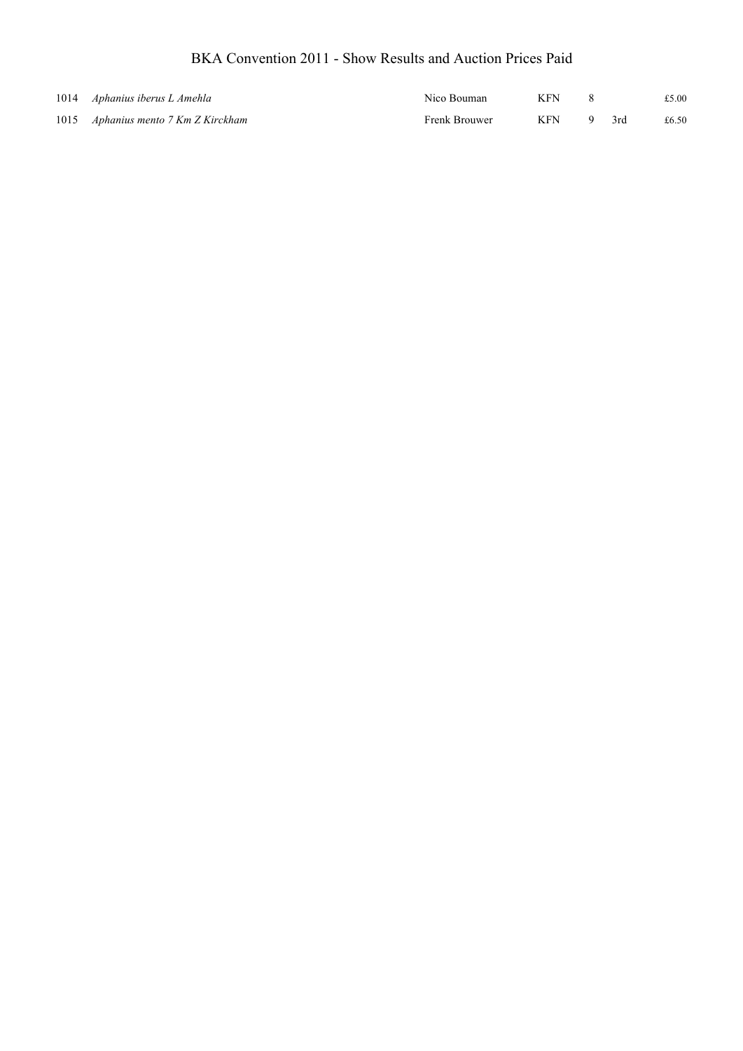| | | | | | | |
|---|---|---|---|---|---|---|
| 1014 | *Aphanius iberus L Amehla* | Nico Bouman | KFN | 8 | | £5.00 |
| 1015 | *Aphanius mento 7 Km Z Kirckham* | Frenk Brouwer | KFN | 9 | 3rd | £6.50 |